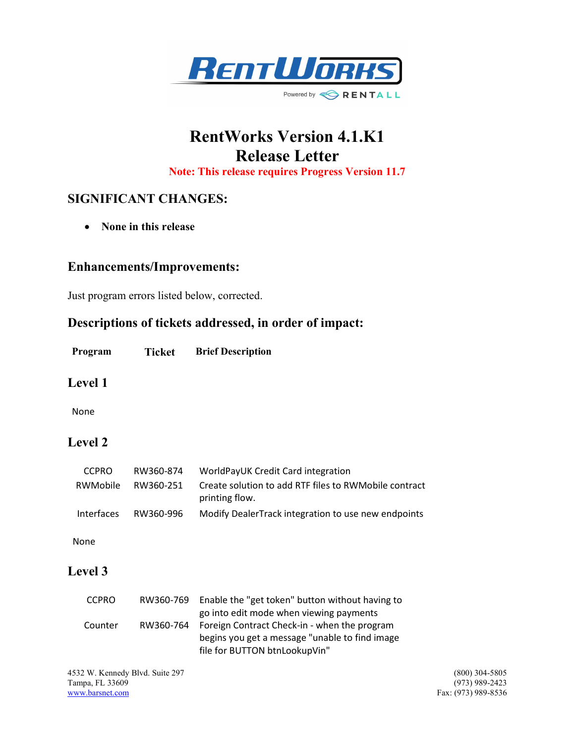# RentWorks Version 4.1.K1
# Release Letter

**Note: This release requires Progress Version 11.7**

## SIGNIFICANT CHANGES:

- **None in this release**

## Enhancements/Improvements:

Just program errors listed below, corrected.

## Descriptions of tickets addressed, in order of impact:

| Program | Ticket | Brief Description |
|---|---|---|

### Level 1

None

### Level 2

| Program | Ticket | Brief Description |
|---|---|---|
| CCPRO | RW360-874 | WorldPayUK Credit Card integration |
| RWMobile | RW360-251 | Create solution to add RTF files to RWMobile contract printing flow. |
| Interfaces | RW360-996 | Modify DealerTrack integration to use new endpoints |

None

### Level 3

| Program | Ticket | Brief Description |
|---|---|---|
| CCPRO | RW360-769 | Enable the "get token" button without having to go into edit mode when viewing payments |
| Counter | RW360-764 | Foreign Contract Check-in - when the program begins you get a message "unable to find image file for BUTTON btnLookupVin" |

4532 W. Kennedy Blvd. Suite 297
Tampa, FL 33609
www.barsnet.com

(800) 304-5805
(973) 989-2423
Fax: (973) 989-8536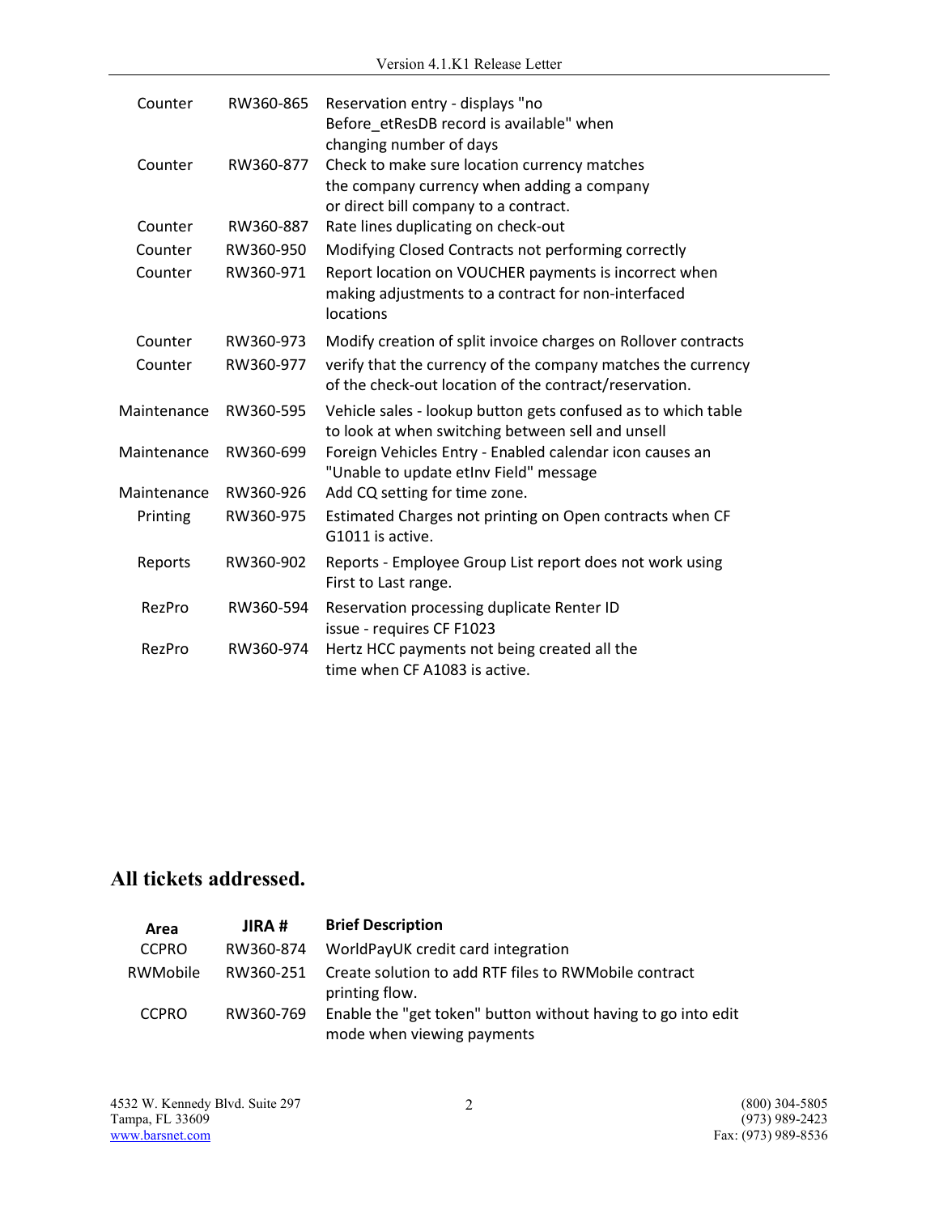| | | |
|---|---|---|
| Counter | RW360-865 | Reservation entry - displays "no Before_etResDB record is available" when changing number of days |
| Counter | RW360-877 | Check to make sure location currency matches the company currency when adding a company or direct bill company to a contract. |
| Counter | RW360-887 | Rate lines duplicating on check-out |
| Counter | RW360-950 | Modifying Closed Contracts not performing correctly |
| Counter | RW360-971 | Report location on VOUCHER payments is incorrect when making adjustments to a contract for non-interfaced locations |
| Counter | RW360-973 | Modify creation of split invoice charges on Rollover contracts |
| Counter | RW360-977 | verify that the currency of the company matches the currency of the check-out location of the contract/reservation. |
| Maintenance | RW360-595 | Vehicle sales - lookup button gets confused as to which table to look at when switching between sell and unsell |
| Maintenance | RW360-699 | Foreign Vehicles Entry - Enabled calendar icon causes an "Unable to update etInv Field" message |
| Maintenance | RW360-926 | Add CQ setting for time zone. |
| Printing | RW360-975 | Estimated Charges not printing on Open contracts when CF G1011 is active. |
| Reports | RW360-902 | Reports - Employee Group List report does not work using First to Last range. |
| RezPro | RW360-594 | Reservation processing duplicate Renter ID issue - requires CF F1023 |
| RezPro | RW360-974 | Hertz HCC payments not being created all the time when CF A1083 is active. |

## All tickets addressed.

| Area | JIRA # | Brief Description |
|---|---|---|
| CCPRO | RW360-874 | WorldPayUK credit card integration |
| RWMobile | RW360-251 | Create solution to add RTF files to RWMobile contract printing flow. |
| CCPRO | RW360-769 | Enable the "get token" button without having to go into edit mode when viewing payments |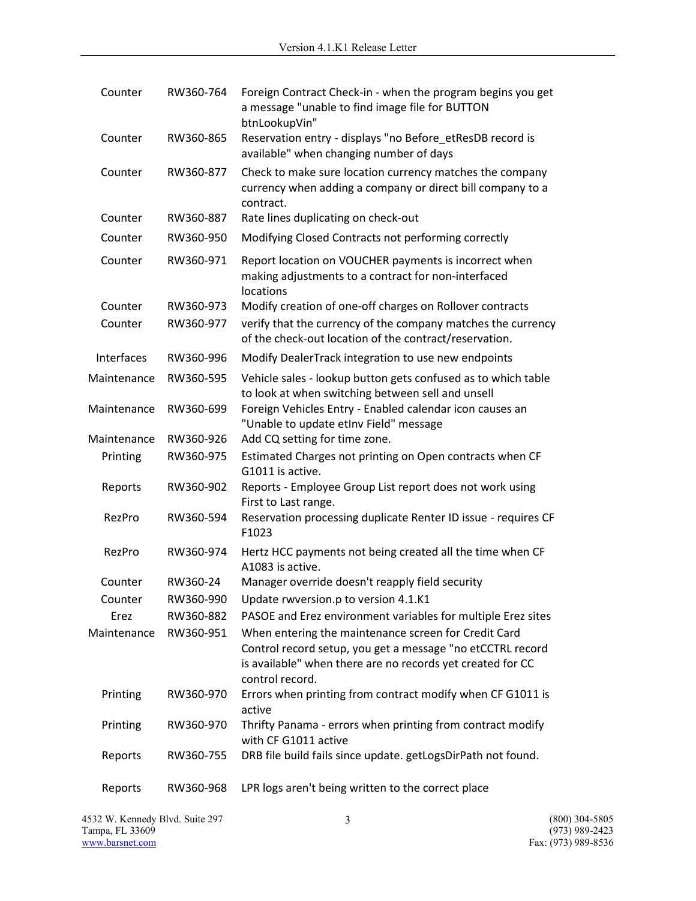| | | |
|---|---|---|
| Counter | RW360-764 | Foreign Contract Check-in - when the program begins you get a message "unable to find image file for BUTTON btnLookupVin" |
| Counter | RW360-865 | Reservation entry - displays "no Before_etResDB record is available" when changing number of days |
| Counter | RW360-877 | Check to make sure location currency matches the company currency when adding a company or direct bill company to a contract. |
| Counter | RW360-887 | Rate lines duplicating on check-out |
| Counter | RW360-950 | Modifying Closed Contracts not performing correctly |
| Counter | RW360-971 | Report location on VOUCHER payments is incorrect when making adjustments to a contract for non-interfaced locations |
| Counter | RW360-973 | Modify creation of one-off charges on Rollover contracts |
| Counter | RW360-977 | verify that the currency of the company matches the currency of the check-out location of the contract/reservation. |
| Interfaces | RW360-996 | Modify DealerTrack integration to use new endpoints |
| Maintenance | RW360-595 | Vehicle sales - lookup button gets confused as to which table to look at when switching between sell and unsell |
| Maintenance | RW360-699 | Foreign Vehicles Entry - Enabled calendar icon causes an "Unable to update etInv Field" message |
| Maintenance | RW360-926 | Add CQ setting for time zone. |
| Printing | RW360-975 | Estimated Charges not printing on Open contracts when CF G1011 is active. |
| Reports | RW360-902 | Reports - Employee Group List report does not work using First to Last range. |
| RezPro | RW360-594 | Reservation processing duplicate Renter ID issue - requires CF F1023 |
| RezPro | RW360-974 | Hertz HCC payments not being created all the time when CF A1083 is active. |
| Counter | RW360-24 | Manager override doesn't reapply field security |
| Counter | RW360-990 | Update rwversion.p to version 4.1.K1 |
| Erez | RW360-882 | PASOE and Erez environment variables for multiple Erez sites |
| Maintenance | RW360-951 | When entering the maintenance screen for Credit Card Control record setup, you get a message "no etCCTRL record is available" when there are no records yet created for CC control record. |
| Printing | RW360-970 | Errors when printing from contract modify when CF G1011 is active |
| Printing | RW360-970 | Thrifty Panama - errors when printing from contract modify with CF G1011 active |
| Reports | RW360-755 | DRB file build fails since update. getLogsDirPath not found. |
| Reports | RW360-968 | LPR logs aren't being written to the correct place |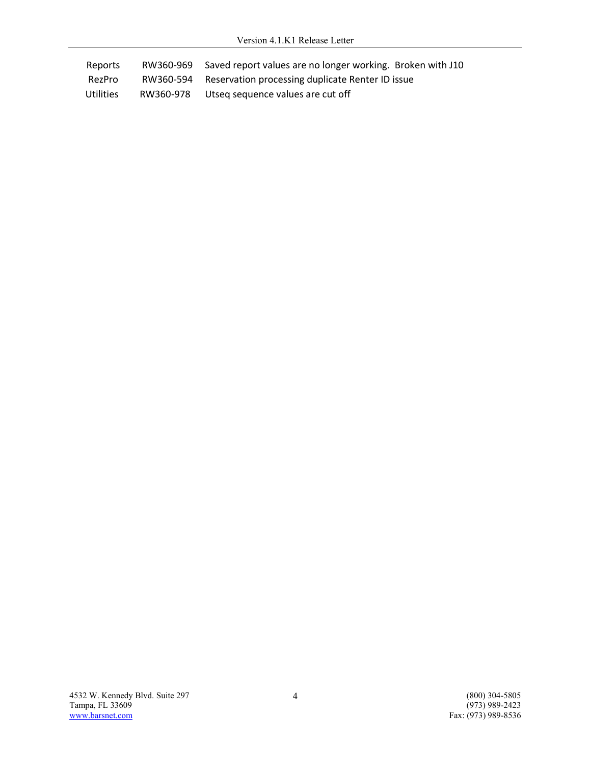| | | |
|---|---|---|
| Reports | RW360-969 | Saved report values are no longer working. Broken with J10 |
| RezPro | RW360-594 | Reservation processing duplicate Renter ID issue |
| Utilities | RW360-978 | Utseq sequence values are cut off |